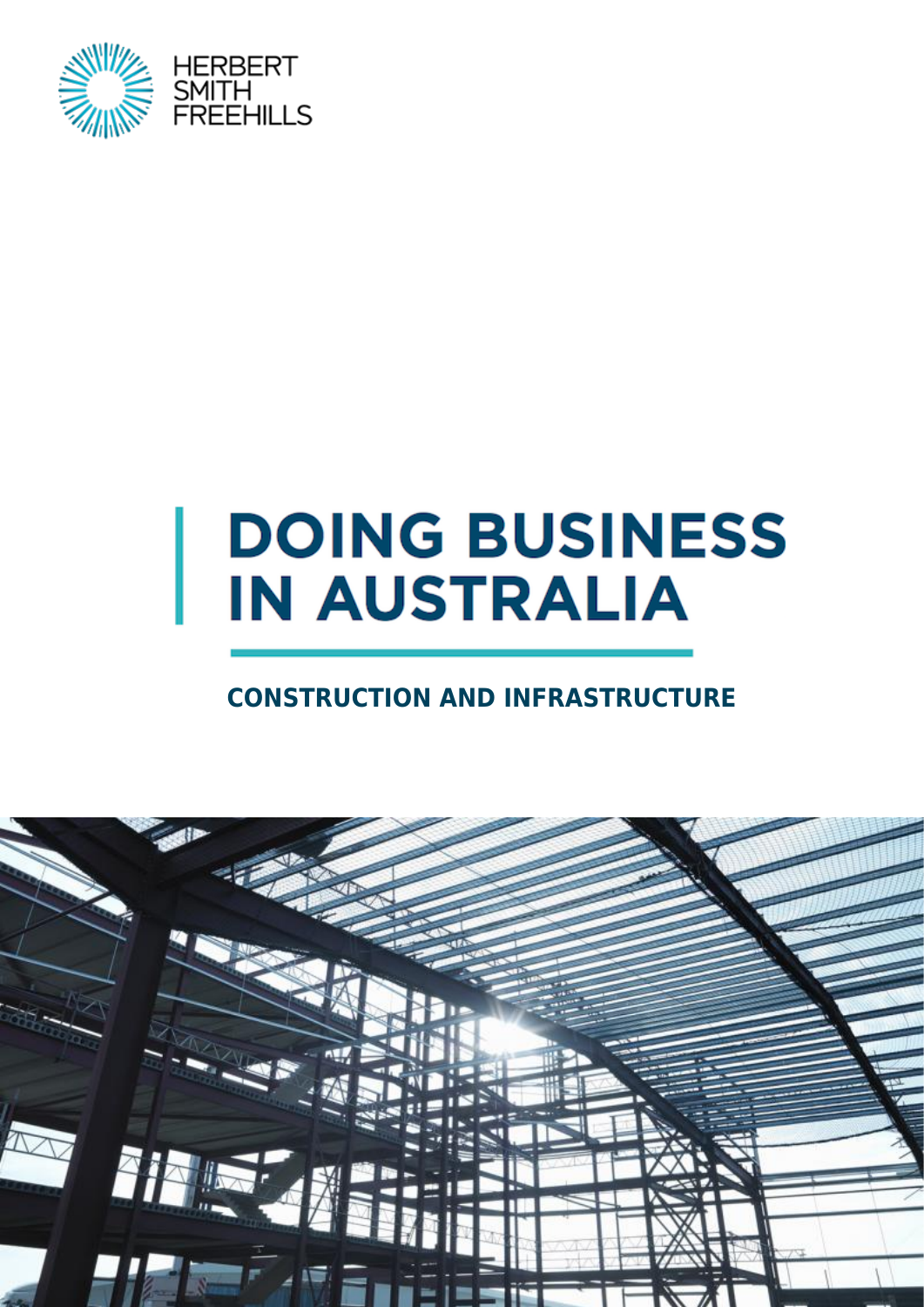HERBERT SMITH FREEHILLS

# DOING BUSINESS IN AUSTRALIA

## CONSTRUCTION AND INFRASTRUCTURE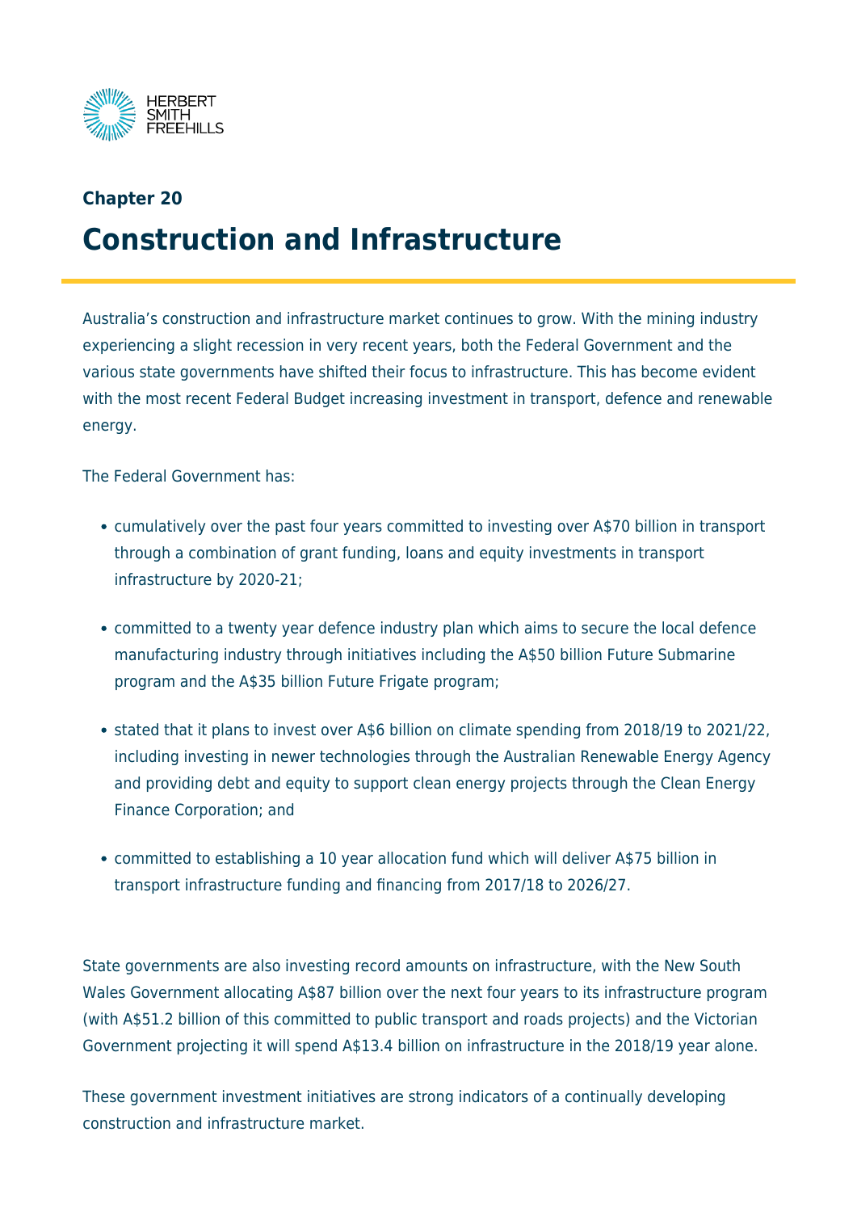**Chapter 20**

# Construction and Infrastructure

Australia's construction and infrastructure market continues to grow. With the mining industry experiencing a slight recession in very recent years, both the Federal Government and the various state governments have shifted their focus to infrastructure. This has become evident with the most recent Federal Budget increasing investment in transport, defence and renewable energy.

The Federal Government has:

- cumulatively over the past four years committed to investing over A$70 billion in transport through a combination of grant funding, loans and equity investments in transport infrastructure by 2020-21;
- committed to a twenty year defence industry plan which aims to secure the local defence manufacturing industry through initiatives including the A$50 billion Future Submarine program and the A$35 billion Future Frigate program;
- stated that it plans to invest over A$6 billion on climate spending from 2018/19 to 2021/22, including investing in newer technologies through the Australian Renewable Energy Agency and providing debt and equity to support clean energy projects through the Clean Energy Finance Corporation; and
- committed to establishing a 10 year allocation fund which will deliver A$75 billion in transport infrastructure funding and financing from 2017/18 to 2026/27.

State governments are also investing record amounts on infrastructure, with the New South Wales Government allocating A$87 billion over the next four years to its infrastructure program (with A$51.2 billion of this committed to public transport and roads projects) and the Victorian Government projecting it will spend A$13.4 billion on infrastructure in the 2018/19 year alone.

These government investment initiatives are strong indicators of a continually developing construction and infrastructure market.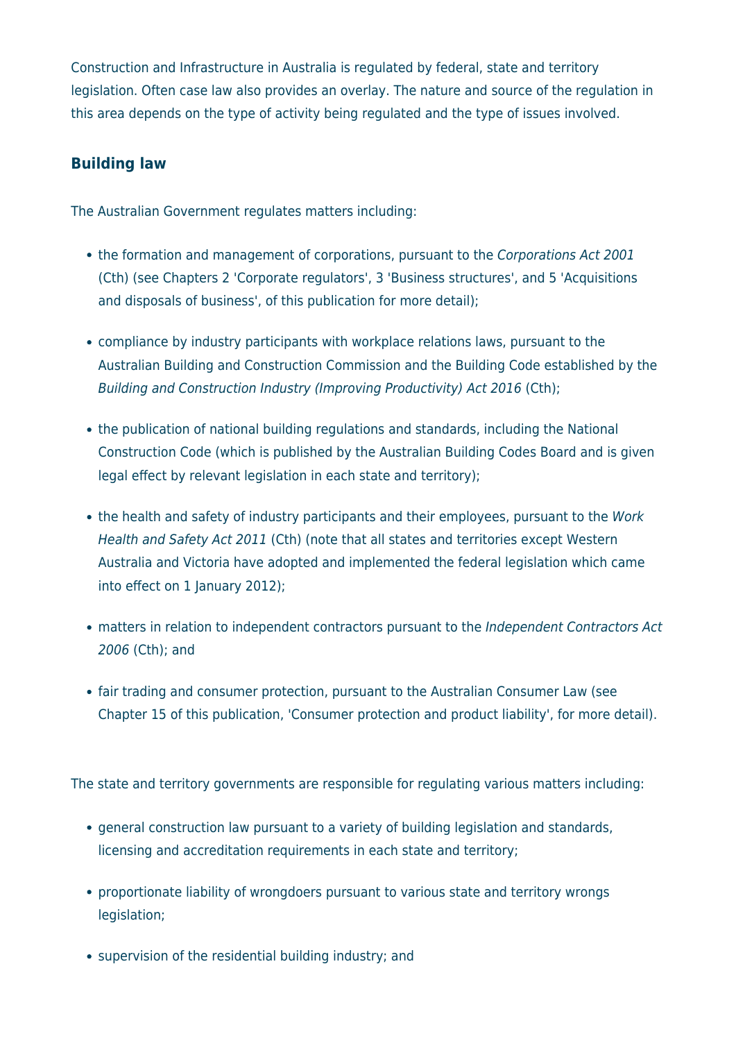Construction and Infrastructure in Australia is regulated by federal, state and territory legislation. Often case law also provides an overlay. The nature and source of the regulation in this area depends on the type of activity being regulated and the type of issues involved.

### Building law

The Australian Government regulates matters including:

- the formation and management of corporations, pursuant to the *Corporations Act 2001* (Cth) (see Chapters 2 'Corporate regulators', 3 'Business structures', and 5 'Acquisitions and disposals of business', of this publication for more detail);
- compliance by industry participants with workplace relations laws, pursuant to the Australian Building and Construction Commission and the Building Code established by the *Building and Construction Industry (Improving Productivity) Act 2016* (Cth);
- the publication of national building regulations and standards, including the National Construction Code (which is published by the Australian Building Codes Board and is given legal effect by relevant legislation in each state and territory);
- the health and safety of industry participants and their employees, pursuant to the *Work Health and Safety Act 2011* (Cth) (note that all states and territories except Western Australia and Victoria have adopted and implemented the federal legislation which came into effect on 1 January 2012);
- matters in relation to independent contractors pursuant to the *Independent Contractors Act 2006* (Cth); and
- fair trading and consumer protection, pursuant to the Australian Consumer Law (see Chapter 15 of this publication, 'Consumer protection and product liability', for more detail).

The state and territory governments are responsible for regulating various matters including:

- general construction law pursuant to a variety of building legislation and standards, licensing and accreditation requirements in each state and territory;
- proportionate liability of wrongdoers pursuant to various state and territory wrongs legislation;
- supervision of the residential building industry; and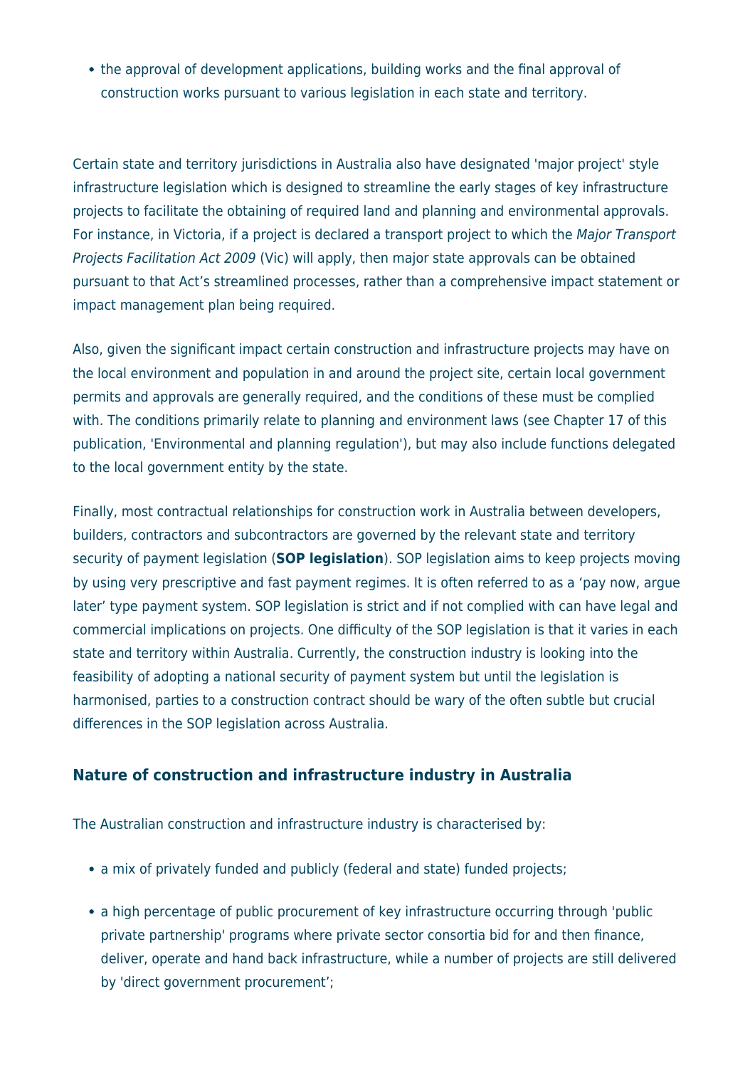- the approval of development applications, building works and the final approval of construction works pursuant to various legislation in each state and territory.

Certain state and territory jurisdictions in Australia also have designated 'major project' style infrastructure legislation which is designed to streamline the early stages of key infrastructure projects to facilitate the obtaining of required land and planning and environmental approvals. For instance, in Victoria, if a project is declared a transport project to which the *Major Transport Projects Facilitation Act 2009* (Vic) will apply, then major state approvals can be obtained pursuant to that Act's streamlined processes, rather than a comprehensive impact statement or impact management plan being required.

Also, given the significant impact certain construction and infrastructure projects may have on the local environment and population in and around the project site, certain local government permits and approvals are generally required, and the conditions of these must be complied with. The conditions primarily relate to planning and environment laws (see Chapter 17 of this publication, 'Environmental and planning regulation'), but may also include functions delegated to the local government entity by the state.

Finally, most contractual relationships for construction work in Australia between developers, builders, contractors and subcontractors are governed by the relevant state and territory security of payment legislation (**SOP legislation**). SOP legislation aims to keep projects moving by using very prescriptive and fast payment regimes. It is often referred to as a 'pay now, argue later' type payment system. SOP legislation is strict and if not complied with can have legal and commercial implications on projects. One difficulty of the SOP legislation is that it varies in each state and territory within Australia. Currently, the construction industry is looking into the feasibility of adopting a national security of payment system but until the legislation is harmonised, parties to a construction contract should be wary of the often subtle but crucial differences in the SOP legislation across Australia.

### Nature of construction and infrastructure industry in Australia

The Australian construction and infrastructure industry is characterised by:

- a mix of privately funded and publicly (federal and state) funded projects;
- a high percentage of public procurement of key infrastructure occurring through 'public private partnership' programs where private sector consortia bid for and then finance, deliver, operate and hand back infrastructure, while a number of projects are still delivered by 'direct government procurement';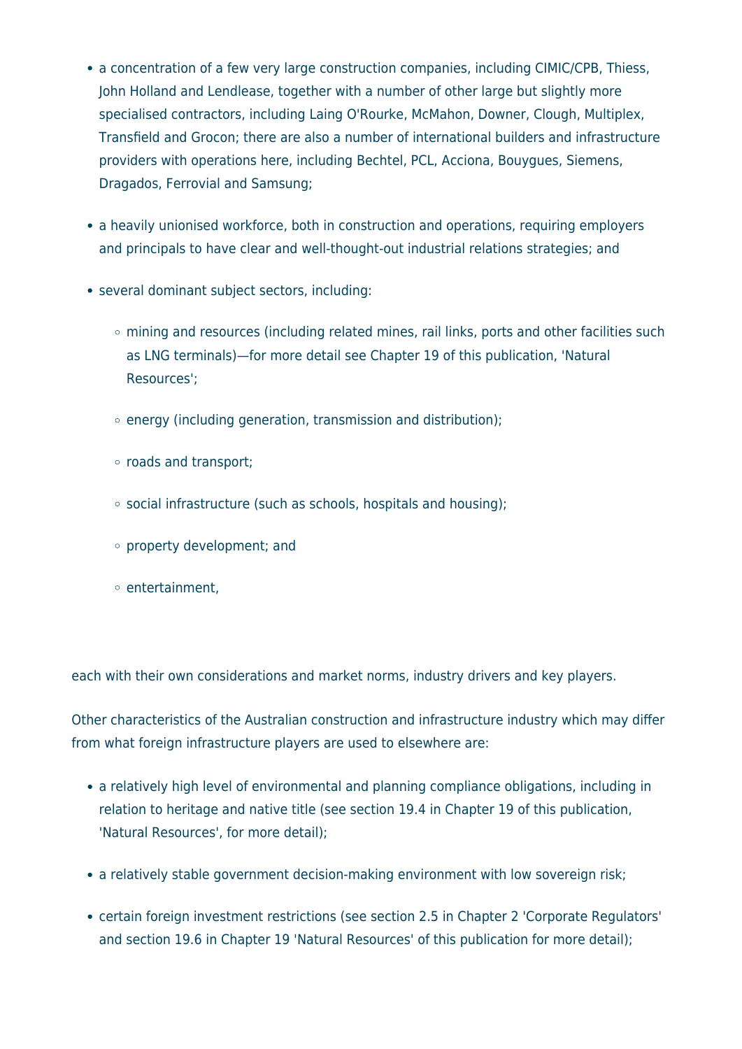- a concentration of a few very large construction companies, including CIMIC/CPB, Thiess, John Holland and Lendlease, together with a number of other large but slightly more specialised contractors, including Laing O'Rourke, McMahon, Downer, Clough, Multiplex, Transfield and Grocon; there are also a number of international builders and infrastructure providers with operations here, including Bechtel, PCL, Acciona, Bouygues, Siemens, Dragados, Ferrovial and Samsung;

- a heavily unionised workforce, both in construction and operations, requiring employers and principals to have clear and well-thought-out industrial relations strategies; and

- several dominant subject sectors, including:

  - mining and resources (including related mines, rail links, ports and other facilities such as LNG terminals)—for more detail see Chapter 19 of this publication, 'Natural Resources';

  - energy (including generation, transmission and distribution);

  - roads and transport;

  - social infrastructure (such as schools, hospitals and housing);

  - property development; and

  - entertainment,

each with their own considerations and market norms, industry drivers and key players.

Other characteristics of the Australian construction and infrastructure industry which may differ from what foreign infrastructure players are used to elsewhere are:

- a relatively high level of environmental and planning compliance obligations, including in relation to heritage and native title (see section 19.4 in Chapter 19 of this publication, 'Natural Resources', for more detail);

- a relatively stable government decision-making environment with low sovereign risk;

- certain foreign investment restrictions (see section 2.5 in Chapter 2 'Corporate Regulators' and section 19.6 in Chapter 19 'Natural Resources' of this publication for more detail);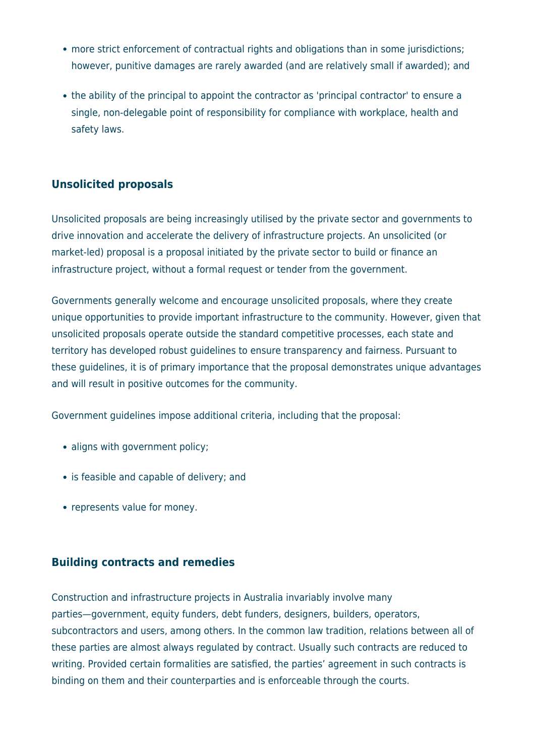- more strict enforcement of contractual rights and obligations than in some jurisdictions; however, punitive damages are rarely awarded (and are relatively small if awarded); and
- the ability of the principal to appoint the contractor as 'principal contractor' to ensure a single, non-delegable point of responsibility for compliance with workplace, health and safety laws.

### Unsolicited proposals

Unsolicited proposals are being increasingly utilised by the private sector and governments to drive innovation and accelerate the delivery of infrastructure projects. An unsolicited (or market-led) proposal is a proposal initiated by the private sector to build or finance an infrastructure project, without a formal request or tender from the government.

Governments generally welcome and encourage unsolicited proposals, where they create unique opportunities to provide important infrastructure to the community. However, given that unsolicited proposals operate outside the standard competitive processes, each state and territory has developed robust guidelines to ensure transparency and fairness. Pursuant to these guidelines, it is of primary importance that the proposal demonstrates unique advantages and will result in positive outcomes for the community.

Government guidelines impose additional criteria, including that the proposal:

- aligns with government policy;
- is feasible and capable of delivery; and
- represents value for money.

### Building contracts and remedies

Construction and infrastructure projects in Australia invariably involve many parties—government, equity funders, debt funders, designers, builders, operators, subcontractors and users, among others. In the common law tradition, relations between all of these parties are almost always regulated by contract. Usually such contracts are reduced to writing. Provided certain formalities are satisfied, the parties' agreement in such contracts is binding on them and their counterparties and is enforceable through the courts.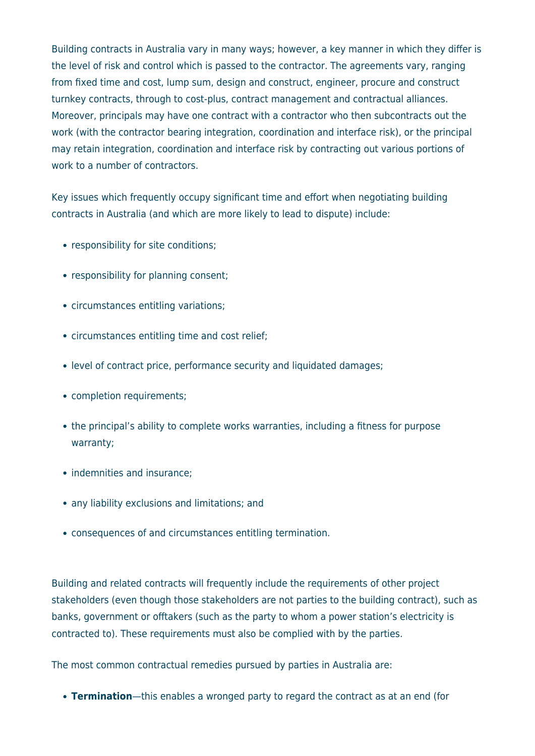Building contracts in Australia vary in many ways; however, a key manner in which they differ is the level of risk and control which is passed to the contractor. The agreements vary, ranging from fixed time and cost, lump sum, design and construct, engineer, procure and construct turnkey contracts, through to cost-plus, contract management and contractual alliances. Moreover, principals may have one contract with a contractor who then subcontracts out the work (with the contractor bearing integration, coordination and interface risk), or the principal may retain integration, coordination and interface risk by contracting out various portions of work to a number of contractors.

Key issues which frequently occupy significant time and effort when negotiating building contracts in Australia (and which are more likely to lead to dispute) include:

- responsibility for site conditions;
- responsibility for planning consent;
- circumstances entitling variations;
- circumstances entitling time and cost relief;
- level of contract price, performance security and liquidated damages;
- completion requirements;
- the principal's ability to complete works warranties, including a fitness for purpose warranty;
- indemnities and insurance;
- any liability exclusions and limitations; and
- consequences of and circumstances entitling termination.

Building and related contracts will frequently include the requirements of other project stakeholders (even though those stakeholders are not parties to the building contract), such as banks, government or offtakers (such as the party to whom a power station's electricity is contracted to). These requirements must also be complied with by the parties.

The most common contractual remedies pursued by parties in Australia are:

- **Termination**—this enables a wronged party to regard the contract as at an end (for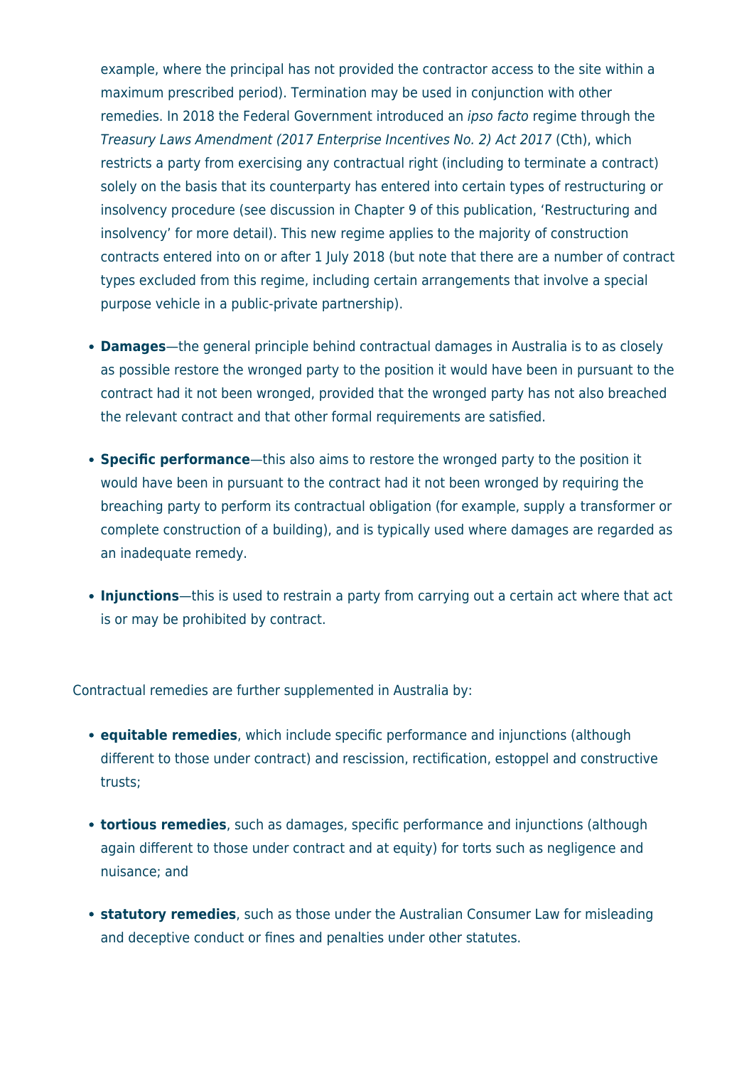example, where the principal has not provided the contractor access to the site within a maximum prescribed period). Termination may be used in conjunction with other remedies. In 2018 the Federal Government introduced an *ipso facto* regime through the *Treasury Laws Amendment (2017 Enterprise Incentives No. 2) Act 2017* (Cth), which restricts a party from exercising any contractual right (including to terminate a contract) solely on the basis that its counterparty has entered into certain types of restructuring or insolvency procedure (see discussion in Chapter 9 of this publication, 'Restructuring and insolvency' for more detail). This new regime applies to the majority of construction contracts entered into on or after 1 July 2018 (but note that there are a number of contract types excluded from this regime, including certain arrangements that involve a special purpose vehicle in a public-private partnership).

- **Damages**—the general principle behind contractual damages in Australia is to as closely as possible restore the wronged party to the position it would have been in pursuant to the contract had it not been wronged, provided that the wronged party has not also breached the relevant contract and that other formal requirements are satisfied.

- **Specific performance**—this also aims to restore the wronged party to the position it would have been in pursuant to the contract had it not been wronged by requiring the breaching party to perform its contractual obligation (for example, supply a transformer or complete construction of a building), and is typically used where damages are regarded as an inadequate remedy.

- **Injunctions**—this is used to restrain a party from carrying out a certain act where that act is or may be prohibited by contract.

Contractual remedies are further supplemented in Australia by:

- **equitable remedies**, which include specific performance and injunctions (although different to those under contract) and rescission, rectification, estoppel and constructive trusts;

- **tortious remedies**, such as damages, specific performance and injunctions (although again different to those under contract and at equity) for torts such as negligence and nuisance; and

- **statutory remedies**, such as those under the Australian Consumer Law for misleading and deceptive conduct or fines and penalties under other statutes.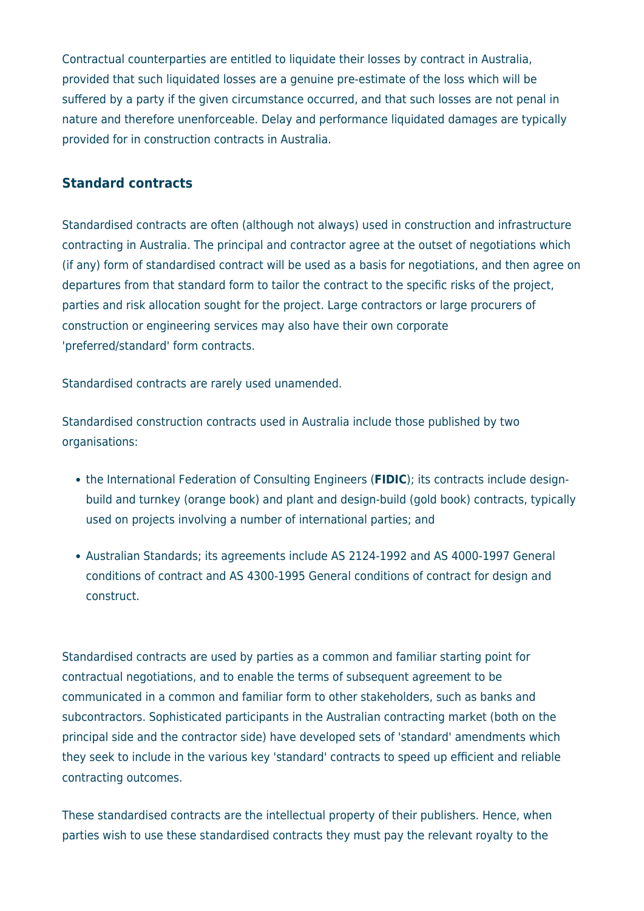Contractual counterparties are entitled to liquidate their losses by contract in Australia, provided that such liquidated losses are a genuine pre-estimate of the loss which will be suffered by a party if the given circumstance occurred, and that such losses are not penal in nature and therefore unenforceable. Delay and performance liquidated damages are typically provided for in construction contracts in Australia.

### Standard contracts

Standardised contracts are often (although not always) used in construction and infrastructure contracting in Australia. The principal and contractor agree at the outset of negotiations which (if any) form of standardised contract will be used as a basis for negotiations, and then agree on departures from that standard form to tailor the contract to the specific risks of the project, parties and risk allocation sought for the project. Large contractors or large procurers of construction or engineering services may also have their own corporate 'preferred/standard' form contracts.

Standardised contracts are rarely used unamended.

Standardised construction contracts used in Australia include those published by two organisations:

- the International Federation of Consulting Engineers (**FIDIC**); its contracts include design-build and turnkey (orange book) and plant and design-build (gold book) contracts, typically used on projects involving a number of international parties; and
- Australian Standards; its agreements include AS 2124-1992 and AS 4000-1997 General conditions of contract and AS 4300-1995 General conditions of contract for design and construct.

Standardised contracts are used by parties as a common and familiar starting point for contractual negotiations, and to enable the terms of subsequent agreement to be communicated in a common and familiar form to other stakeholders, such as banks and subcontractors. Sophisticated participants in the Australian contracting market (both on the principal side and the contractor side) have developed sets of 'standard' amendments which they seek to include in the various key 'standard' contracts to speed up efficient and reliable contracting outcomes.

These standardised contracts are the intellectual property of their publishers. Hence, when parties wish to use these standardised contracts they must pay the relevant royalty to the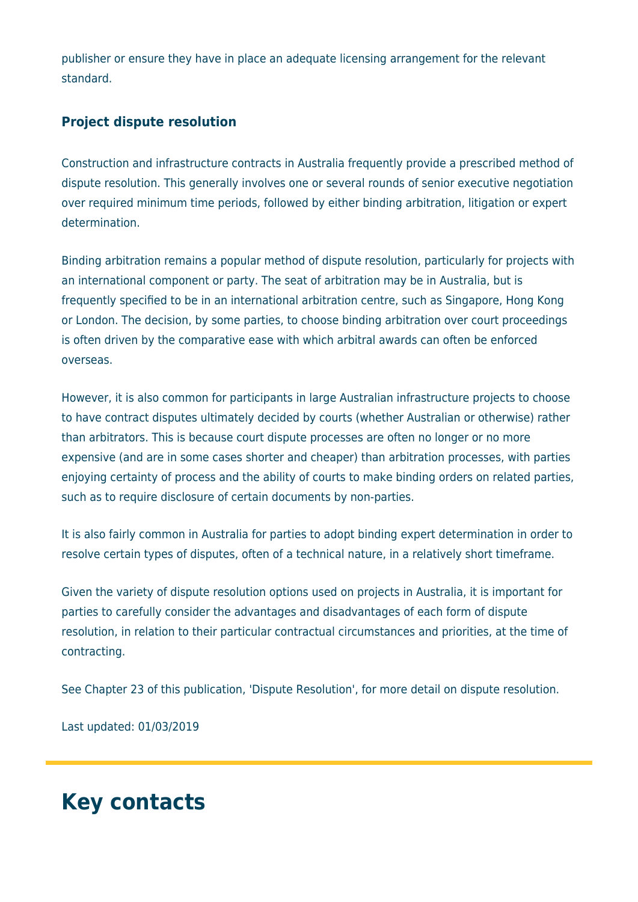publisher or ensure they have in place an adequate licensing arrangement for the relevant standard.

### Project dispute resolution

Construction and infrastructure contracts in Australia frequently provide a prescribed method of dispute resolution. This generally involves one or several rounds of senior executive negotiation over required minimum time periods, followed by either binding arbitration, litigation or expert determination.

Binding arbitration remains a popular method of dispute resolution, particularly for projects with an international component or party. The seat of arbitration may be in Australia, but is frequently specified to be in an international arbitration centre, such as Singapore, Hong Kong or London. The decision, by some parties, to choose binding arbitration over court proceedings is often driven by the comparative ease with which arbitral awards can often be enforced overseas.

However, it is also common for participants in large Australian infrastructure projects to choose to have contract disputes ultimately decided by courts (whether Australian or otherwise) rather than arbitrators. This is because court dispute processes are often no longer or no more expensive (and are in some cases shorter and cheaper) than arbitration processes, with parties enjoying certainty of process and the ability of courts to make binding orders on related parties, such as to require disclosure of certain documents by non-parties.

It is also fairly common in Australia for parties to adopt binding expert determination in order to resolve certain types of disputes, often of a technical nature, in a relatively short timeframe.

Given the variety of dispute resolution options used on projects in Australia, it is important for parties to carefully consider the advantages and disadvantages of each form of dispute resolution, in relation to their particular contractual circumstances and priorities, at the time of contracting.

See Chapter 23 of this publication, 'Dispute Resolution', for more detail on dispute resolution.

Last updated: 01/03/2019

# Key contacts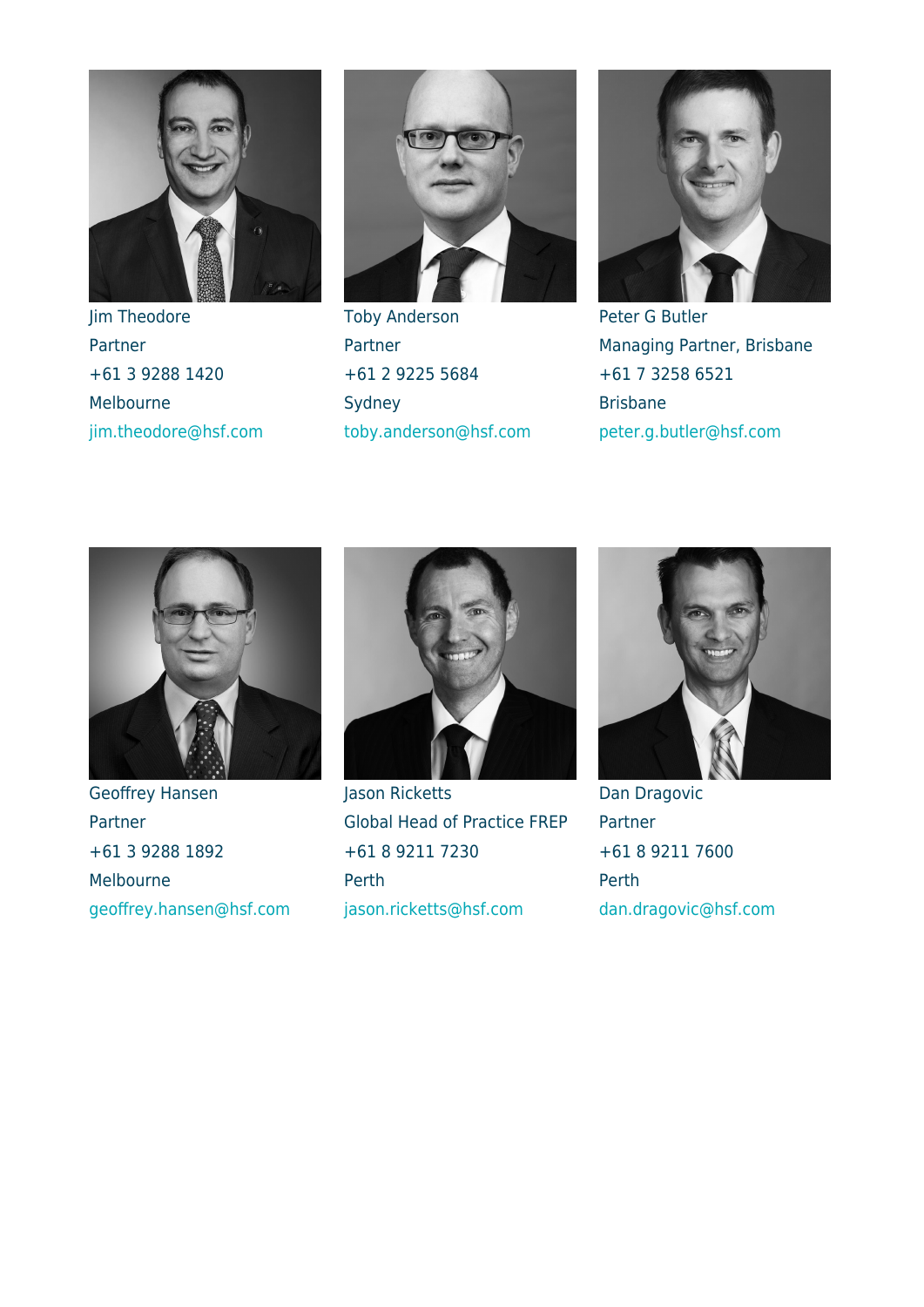Jim Theodore
Partner
+61 3 9288 1420
Melbourne
jim.theodore@hsf.com

Toby Anderson
Partner
+61 2 9225 5684
Sydney
toby.anderson@hsf.com

Peter G Butler
Managing Partner, Brisbane
+61 7 3258 6521
Brisbane
peter.g.butler@hsf.com

Geoffrey Hansen
Partner
+61 3 9288 1892
Melbourne
geoffrey.hansen@hsf.com

Jason Ricketts
Global Head of Practice FREP
+61 8 9211 7230
Perth
jason.ricketts@hsf.com

Dan Dragovic
Partner
+61 8 9211 7600
Perth
dan.dragovic@hsf.com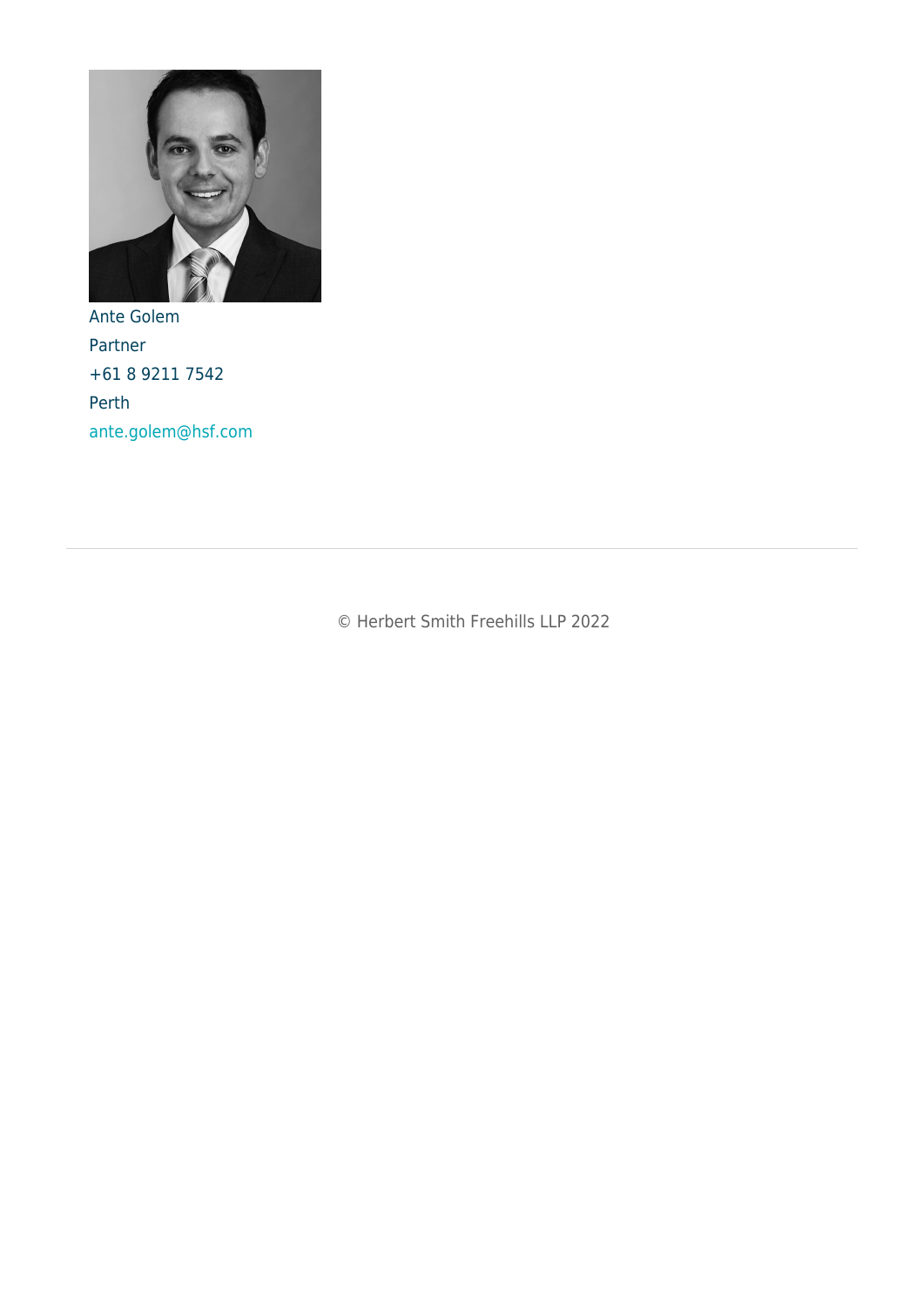Ante Golem
Partner
+61 8 9211 7542
Perth
ante.golem@hsf.com

© Herbert Smith Freehills LLP 2022